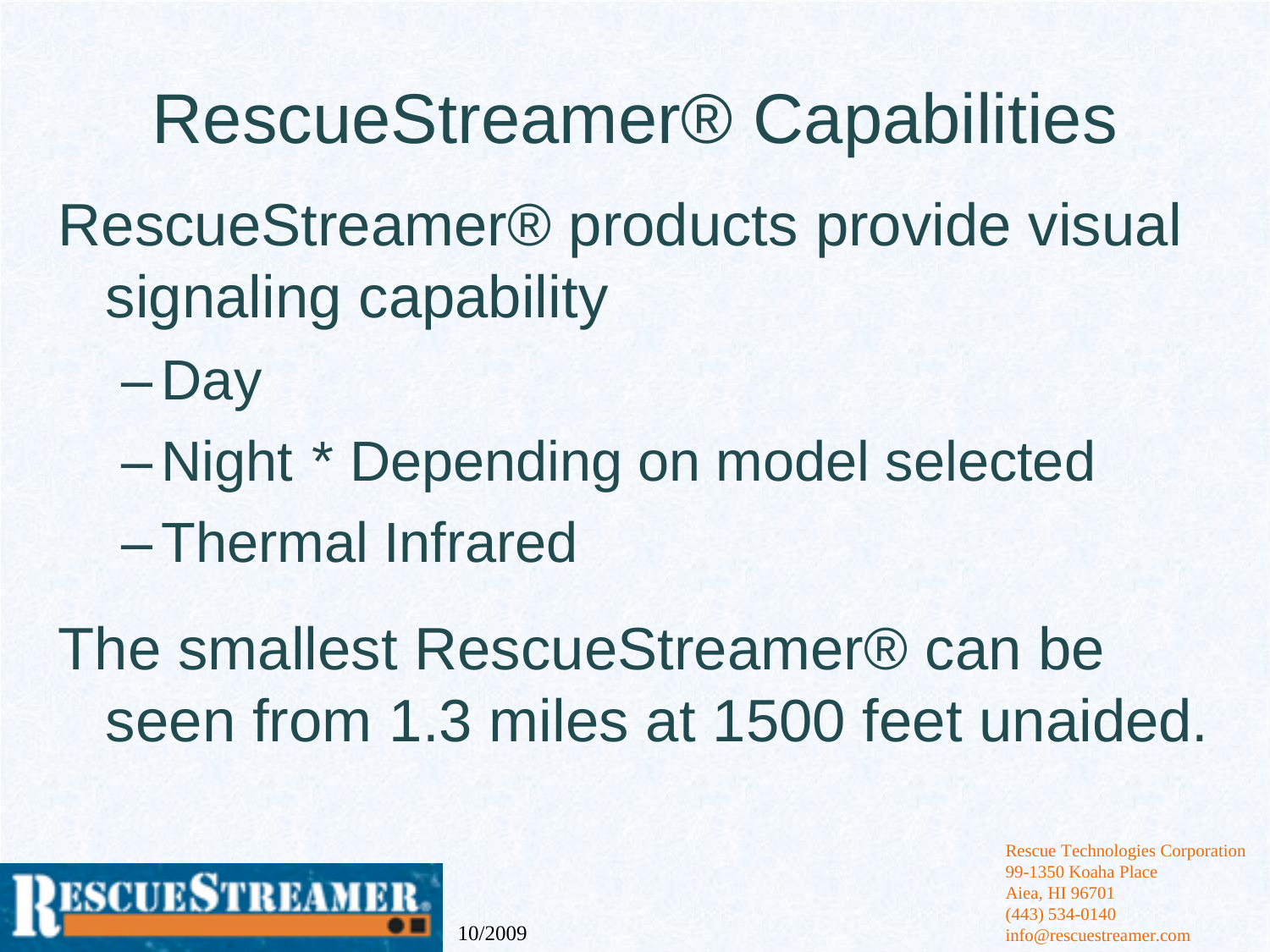# RescueStreamer® Capabilities

RescueStreamer® products provide visual signaling capability

- Day
- Night * Depending on model selected
- Thermal Infrared

The smallest RescueStreamer® can be seen from 1.3 miles at 1500 feet unaided.

10/2009

Rescue Technologies Corporation
99-1350 Koaha Place
Aiea, HI 96701
(443) 534-0140
info@rescuestreamer.com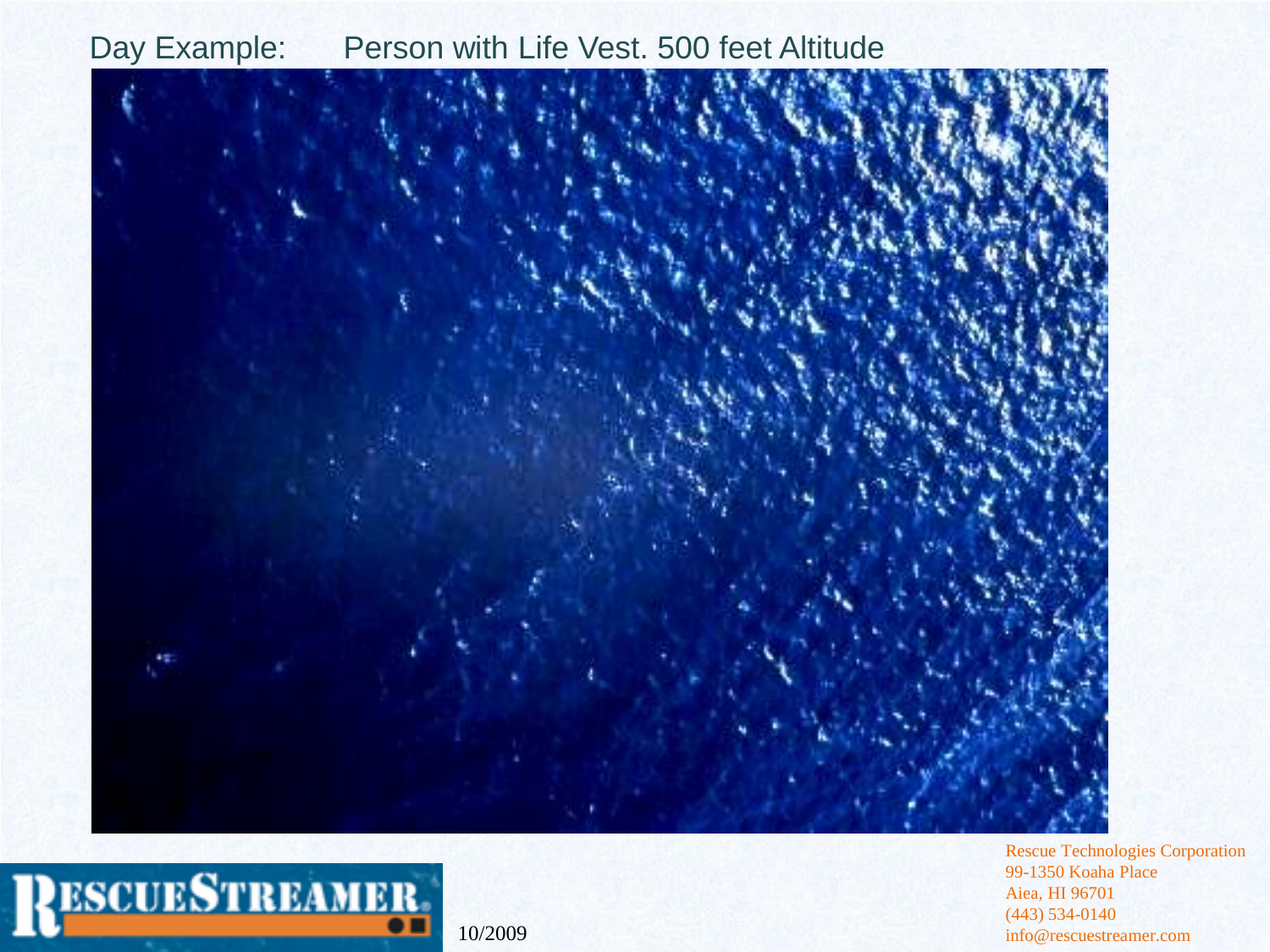Day Example: Person with Life Vest. 500 feet Altitude

10/2009

Rescue Technologies Corporation
99-1350 Koaha Place
Aiea, HI 96701
(443) 534-0140
info@rescuestreamer.com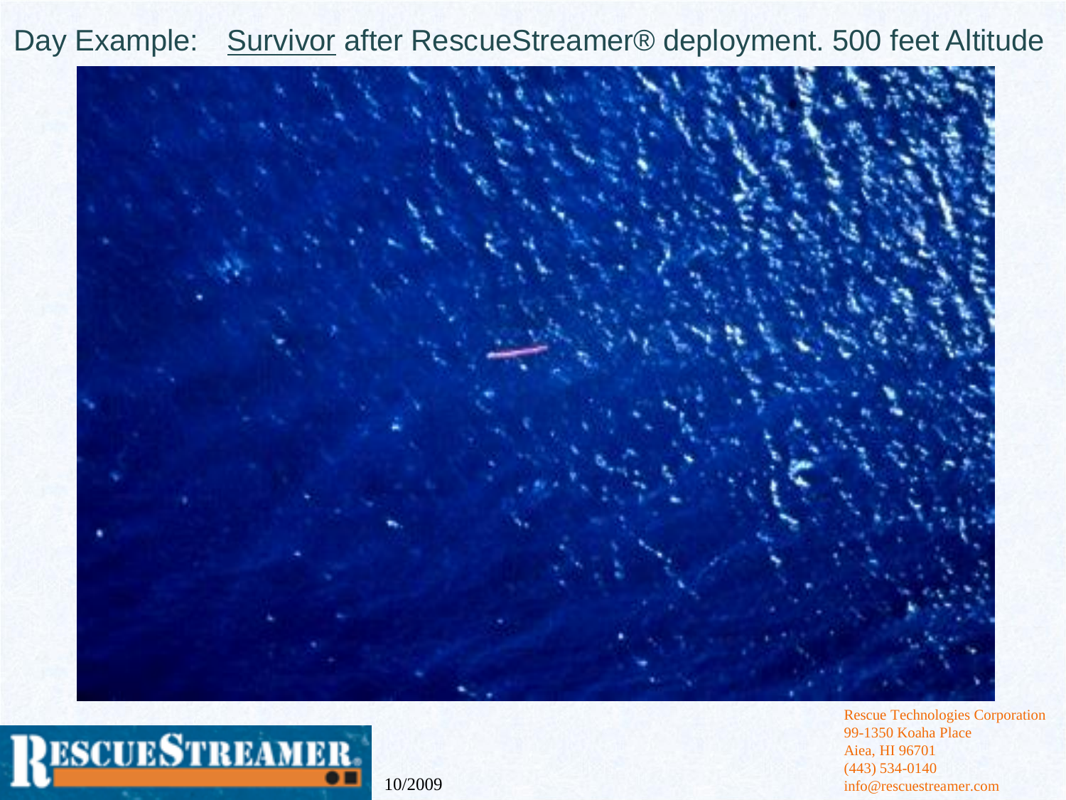# Day Example: Survivor after RescueStreamer® deployment. 500 feet Altitude

10/2009

Rescue Technologies Corporation
99-1350 Koaha Place
Aiea, HI 96701
(443) 534-0140
info@rescuestreamer.com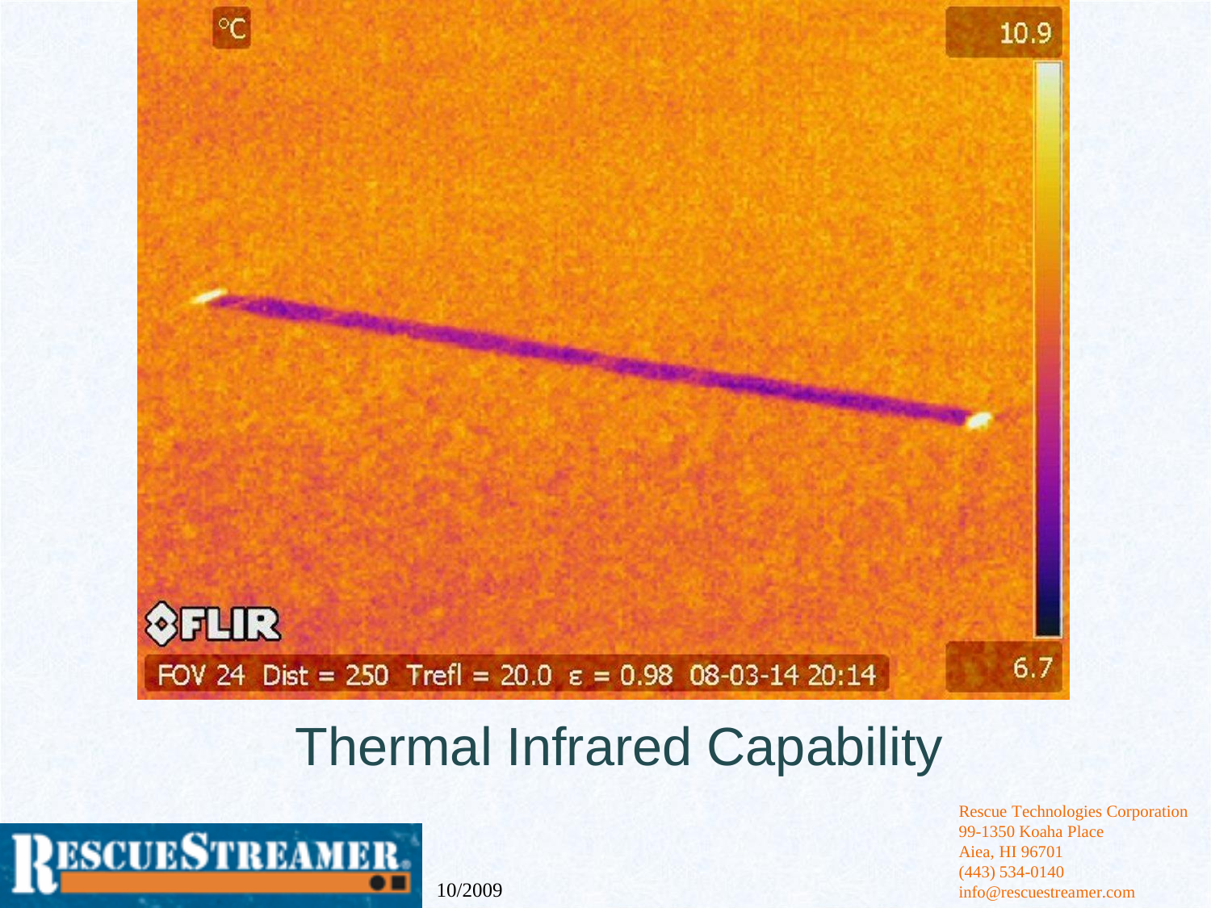# Thermal Infrared Capability

10/2009

Rescue Technologies Corporation
99-1350 Koaha Place
Aiea, HI 96701
(443) 534-0140
info@rescuestreamer.com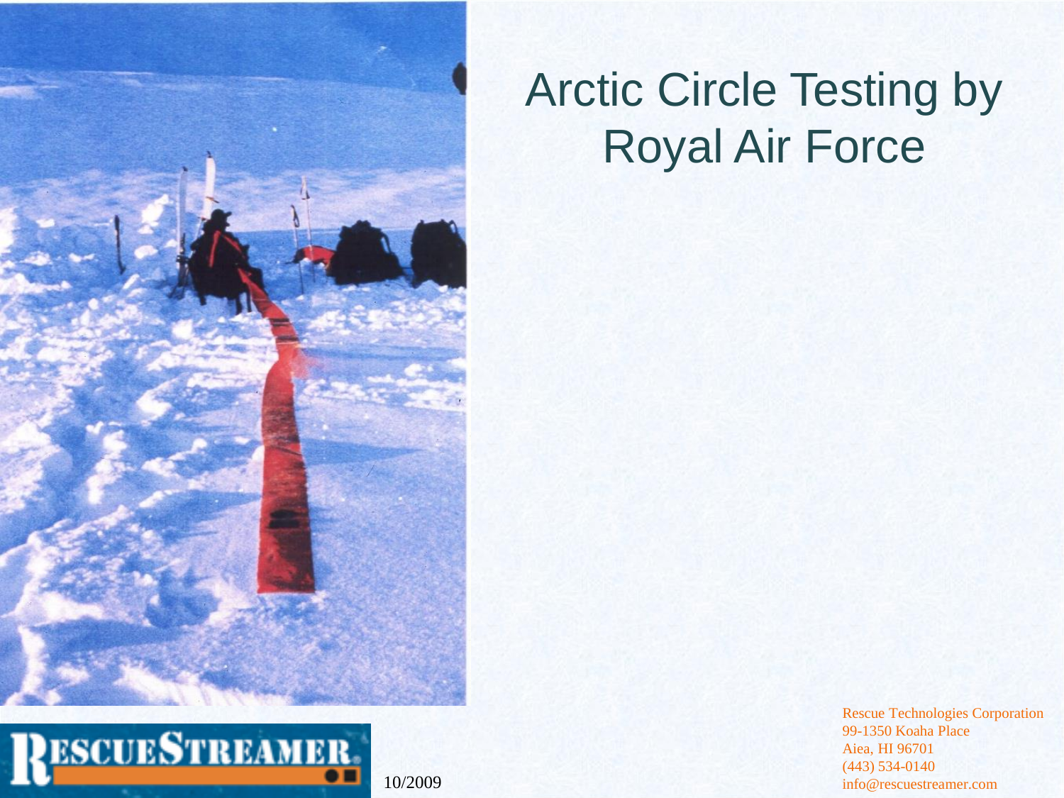# Arctic Circle Testing by Royal Air Force

RescueStreamer

10/2009

Rescue Technologies Corporation
99-1350 Koaha Place
Aiea, HI 96701
(443) 534-0140
info@rescuestreamer.com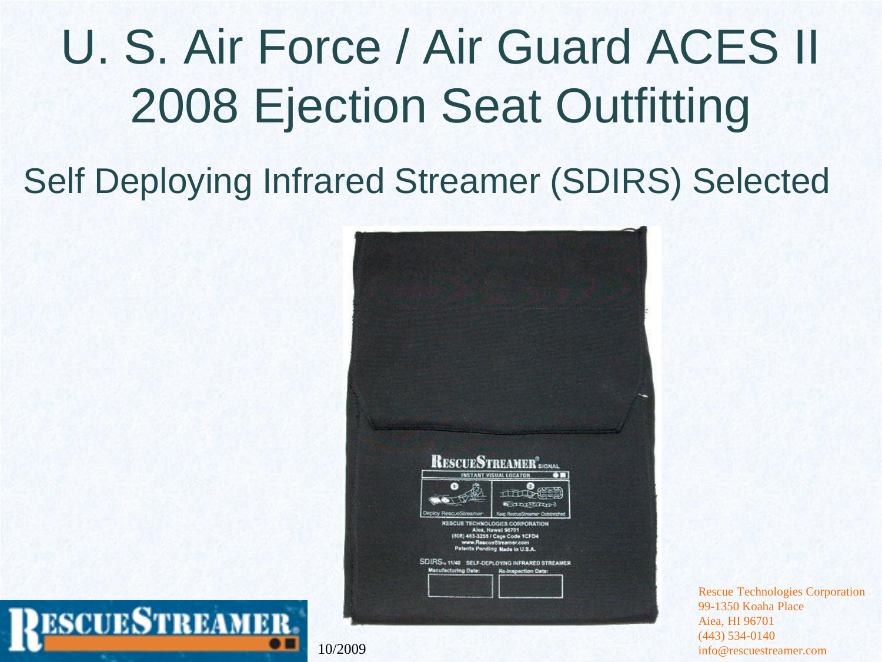# U. S. Air Force / Air Guard ACES II 2008 Ejection Seat Outfitting

## Self Deploying Infrared Streamer (SDIRS) Selected

10/2009

Rescue Technologies Corporation
99-1350 Koaha Place
Aiea, HI 96701
(443) 534-0140
info@rescuestreamer.com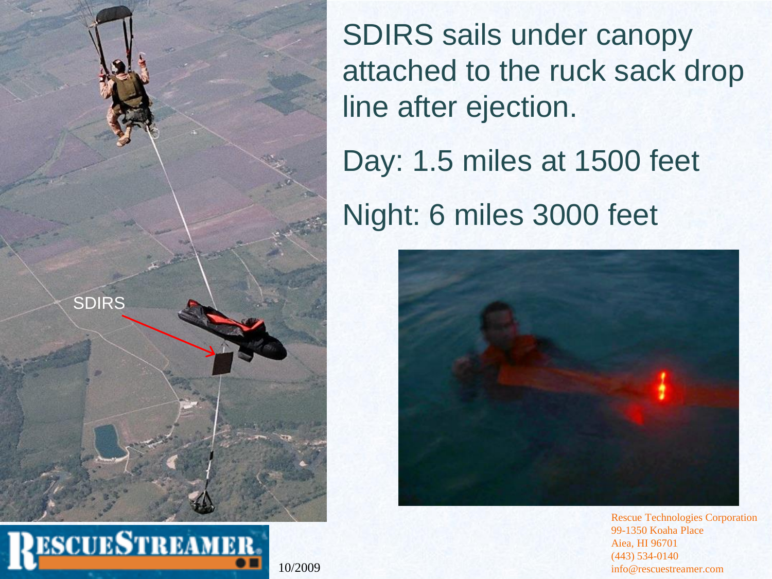SDIRS sails under canopy attached to the ruck sack drop line after ejection.

Day: 1.5 miles at 1500 feet

Night: 6 miles 3000 feet

SDIRS

Rescue Technologies Corporation
99-1350 Koaha Place
Aiea, HI 96701
(443) 534-0140
info@rescuestreamer.com

10/2009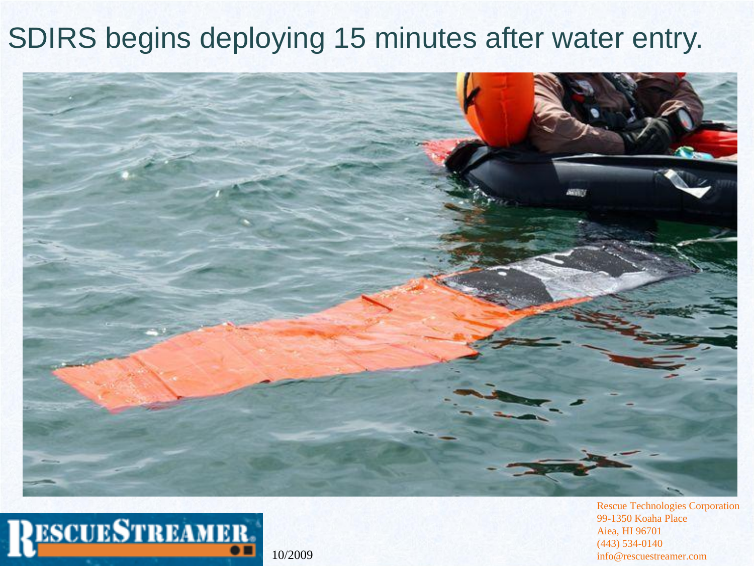# SDIRS begins deploying 15 minutes after water entry.

10/2009

Rescue Technologies Corporation
99-1350 Koaha Place
Aiea, HI 96701
(443) 534-0140
info@rescuestreamer.com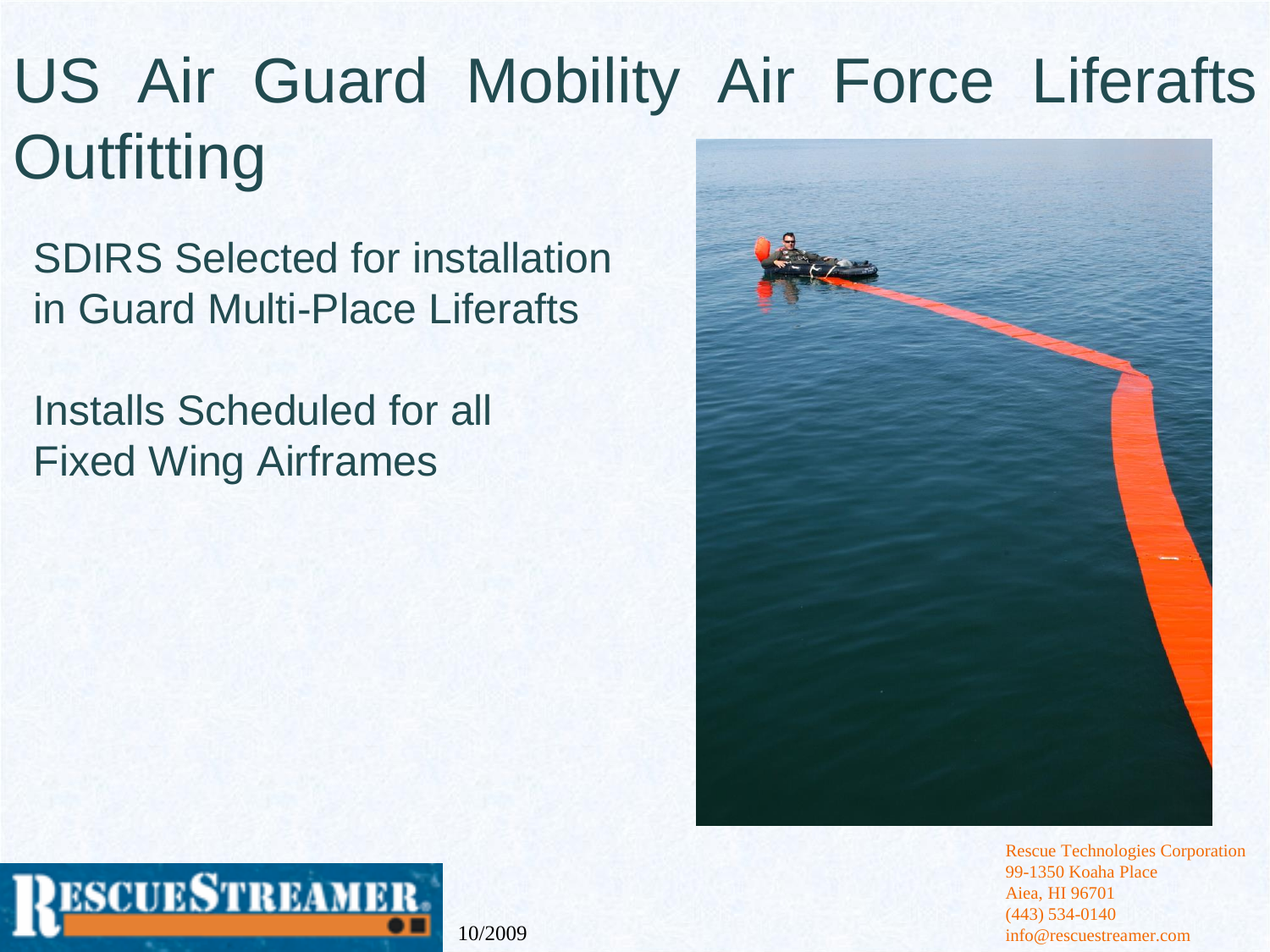# US Air Guard Mobility Air Force Liferafts Outfitting

SDIRS Selected for installation in Guard Multi-Place Liferafts

Installs Scheduled for all Fixed Wing Airframes

RESCUESTREAMER

10/2009

Rescue Technologies Corporation
99-1350 Koaha Place
Aiea, HI 96701
(443) 534-0140
info@rescuestreamer.com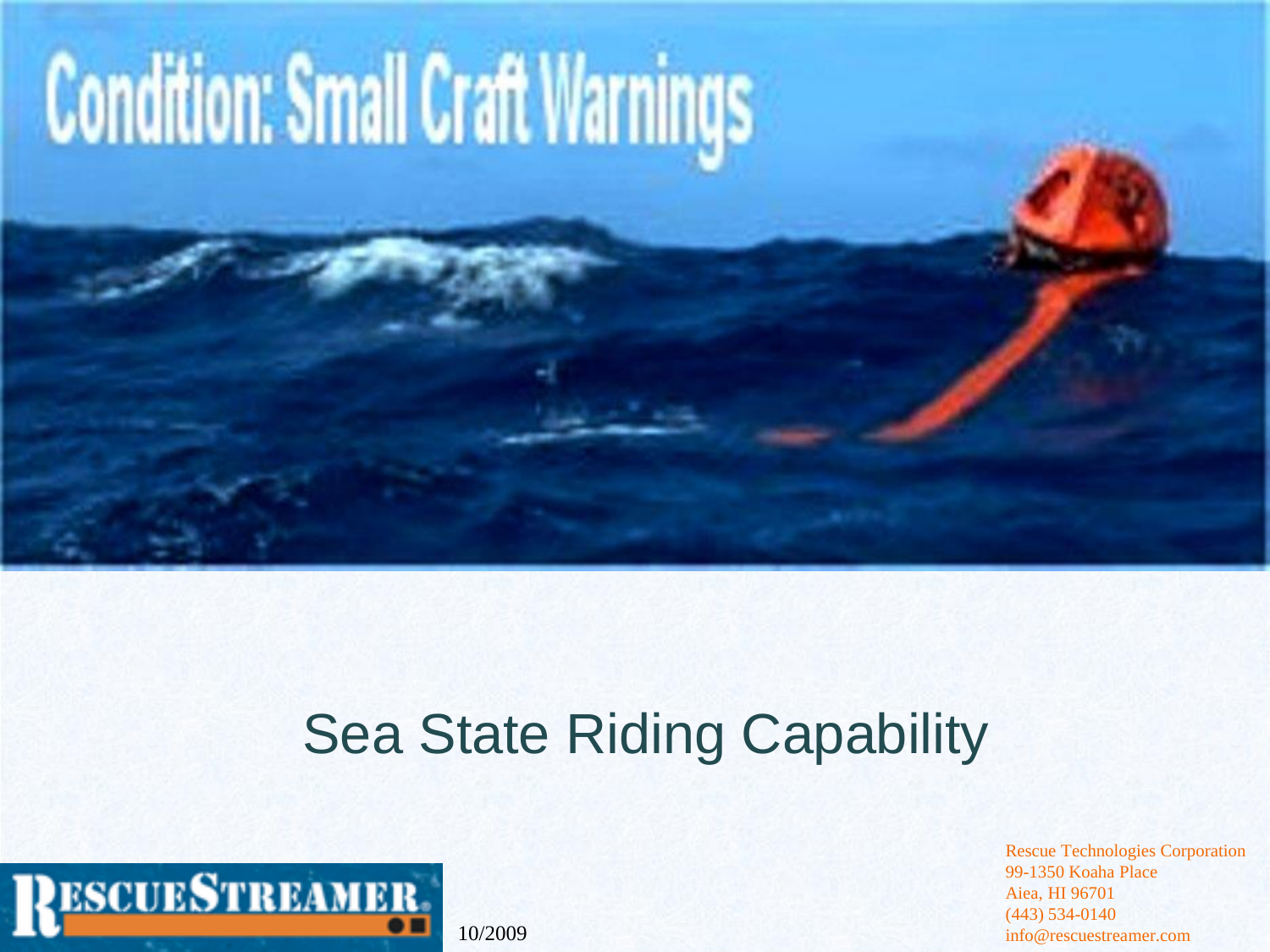# Condition: Small Craft Warnings

## Sea State Riding Capability

RESCUESTREAMER

10/2009

Rescue Technologies Corporation
99-1350 Koaha Place
Aiea, HI 96701
(443) 534-0140
info@rescuestreamer.com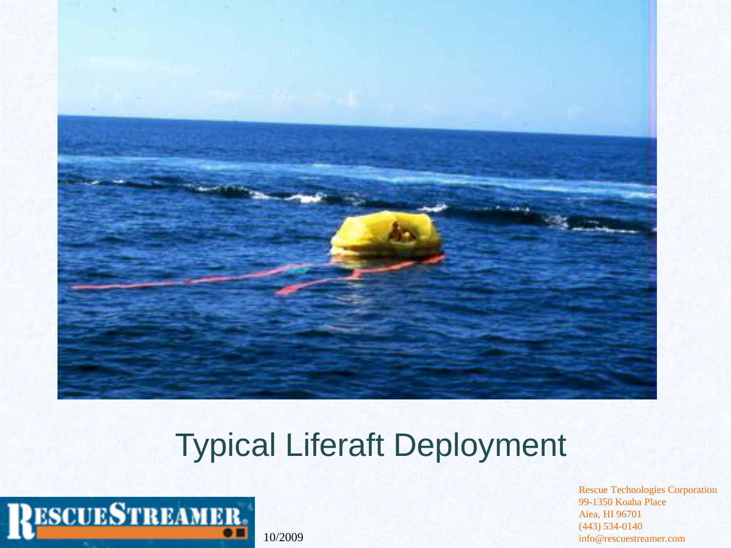# Typical Liferaft Deployment

RESCUESTREAMER

10/2009

Rescue Technologies Corporation
99-1350 Koaha Place
Aiea, HI 96701
(443) 534-0140
info@rescuestreamer.com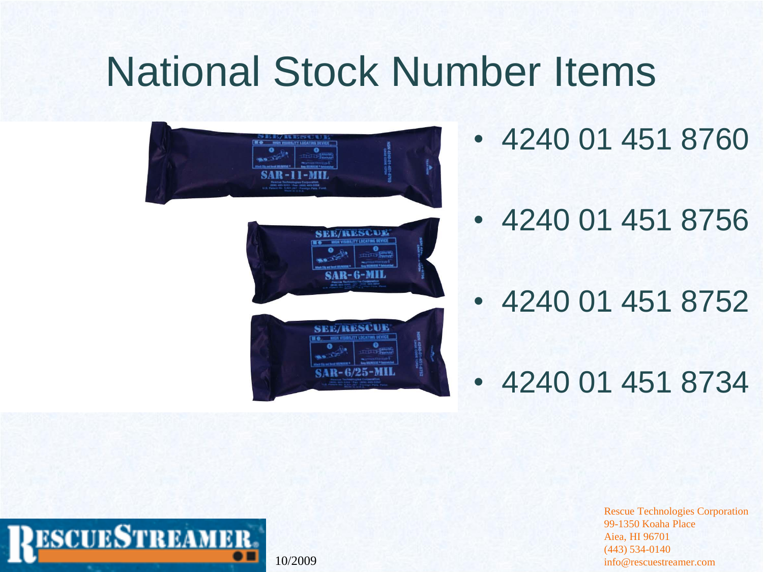# National Stock Number Items

- 4240 01 451 8760
- 4240 01 451 8756
- 4240 01 451 8752
- 4240 01 451 8734

10/2009

Rescue Technologies Corporation
99-1350 Koaha Place
Aiea, HI 96701
(443) 534-0140
info@rescuestreamer.com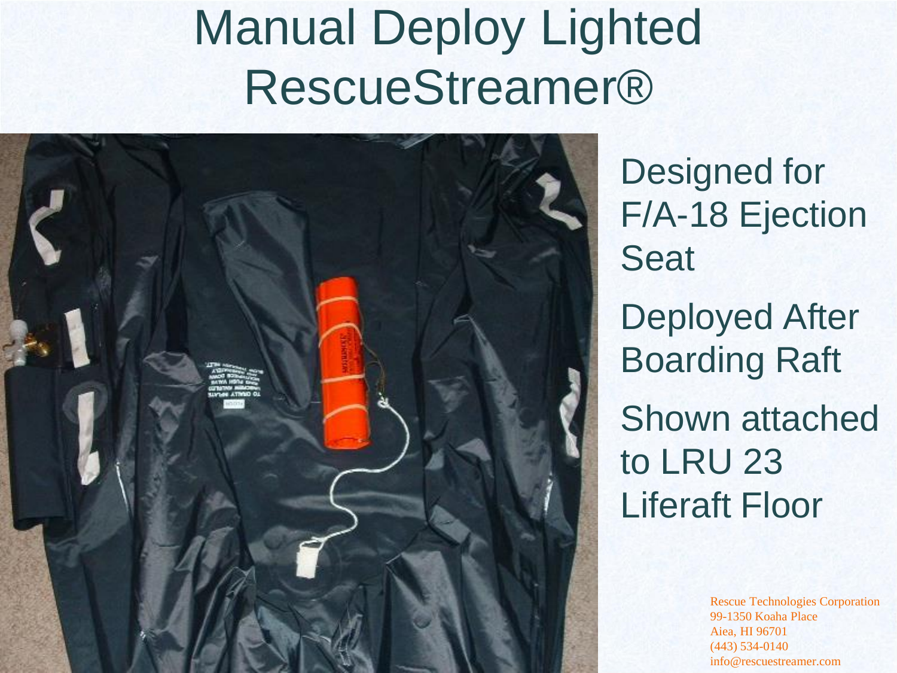# Manual Deploy Lighted RescueStreamer®

Designed for F/A-18 Ejection Seat

Deployed After Boarding Raft

Shown attached to LRU 23 Liferaft Floor

Rescue Technologies Corporation
99-1350 Koaha Place
Aiea, HI 96701
(443) 534-0140
info@rescuestreamer.com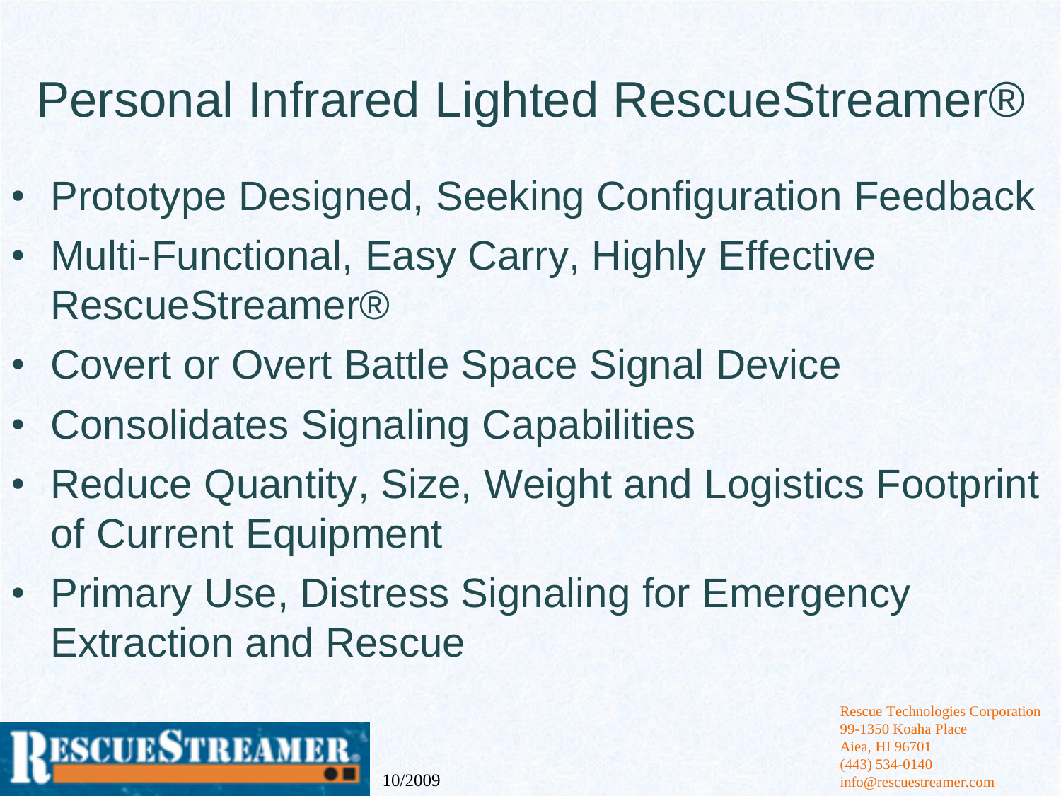# Personal Infrared Lighted RescueStreamer®

- Prototype Designed, Seeking Configuration Feedback
- Multi-Functional, Easy Carry, Highly Effective RescueStreamer®
- Covert or Overt Battle Space Signal Device
- Consolidates Signaling Capabilities
- Reduce Quantity, Size, Weight and Logistics Footprint of Current Equipment
- Primary Use, Distress Signaling for Emergency Extraction and Rescue

RESCUESTREAMER

10/2009

Rescue Technologies Corporation
99-1350 Koaha Place
Aiea, HI 96701
(443) 534-0140
info@rescuestreamer.com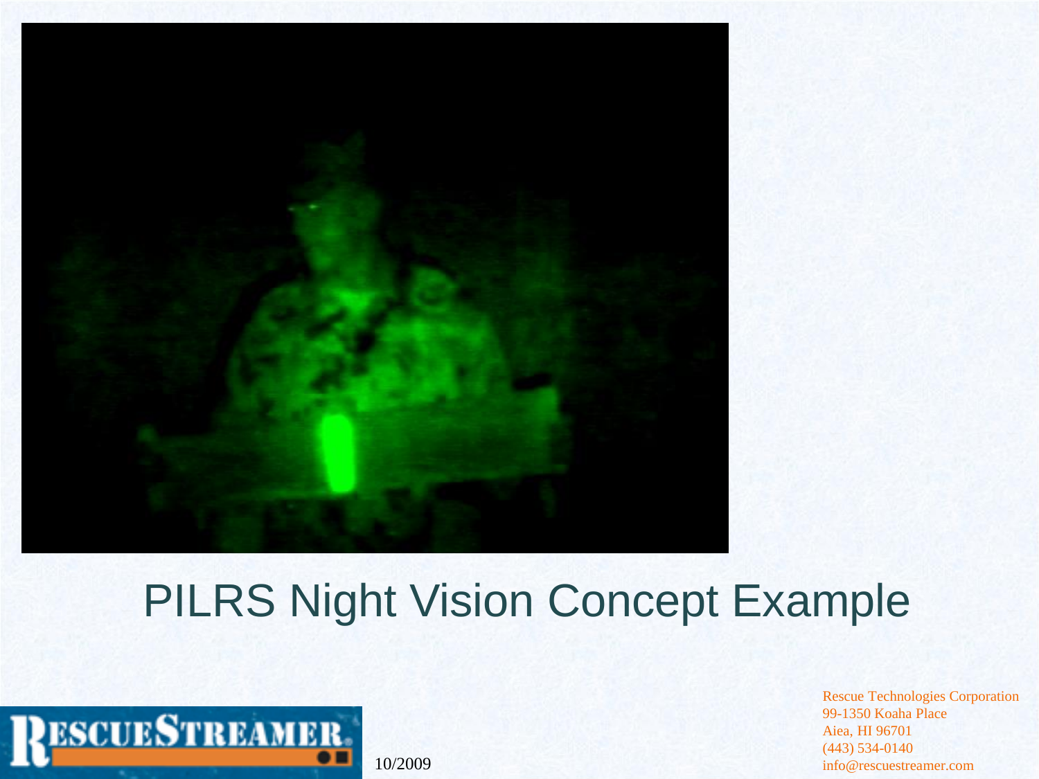# PILRS Night Vision Concept Example

RESCUESTREAMER

10/2009

Rescue Technologies Corporation
99-1350 Koaha Place
Aiea, HI 96701
(443) 534-0140
info@rescuestreamer.com